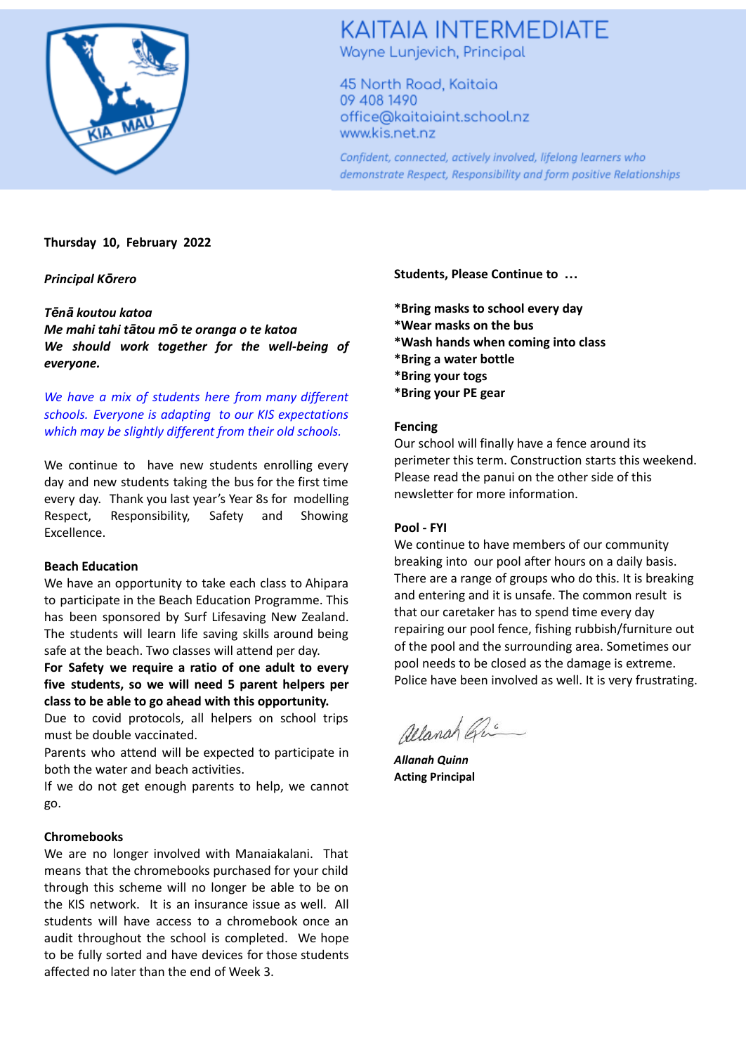# KAITAIA INTERMEDIATE

Wayne Lunjevich, Principal

45 North Road, Kaitaia
09 408 1490
office@kaitaiaint.school.nz
www.kis.net.nz

*Confident, connected, actively involved, lifelong learners who demonstrate Respect, Responsibility and form positive Relationships*

**Thursday 10, February 2022**

***Principal Kōrero***

***Tēnā koutou katoa***
***Me mahi tahi tātou mō te oranga o te katoa***
***We should work together for the well-being of everyone.***

*We have a mix of students here from many different schools. Everyone is adapting to our KIS expectations which may be slightly different from their old schools.*

We continue to have new students enrolling every day and new students taking the bus for the first time every day. Thank you last year's Year 8s for modelling Respect, Responsibility, Safety and Showing Excellence.

**Beach Education**

We have an opportunity to take each class to Ahipara to participate in the Beach Education Programme. This has been sponsored by Surf Lifesaving New Zealand. The students will learn life saving skills around being safe at the beach. Two classes will attend per day.

**For Safety we require a ratio of one adult to every five students, so we will need 5 parent helpers per class to be able to go ahead with this opportunity.**

Due to covid protocols, all helpers on school trips must be double vaccinated.

Parents who attend will be expected to participate in both the water and beach activities.

If we do not get enough parents to help, we cannot go.

**Chromebooks**

We are no longer involved with Manaiakalani. That means that the chromebooks purchased for your child through this scheme will no longer be able to be on the KIS network. It is an insurance issue as well. All students will have access to a chromebook once an audit throughout the school is completed. We hope to be fully sorted and have devices for those students affected no later than the end of Week 3.

**Students, Please Continue to …**

**\*Bring masks to school every day**
**\*Wear masks on the bus**
**\*Wash hands when coming into class**
**\*Bring a water bottle**
**\*Bring your togs**
**\*Bring your PE gear**

**Fencing**

Our school will finally have a fence around its perimeter this term. Construction starts this weekend. Please read the panui on the other side of this newsletter for more information.

**Pool - FYI**

We continue to have members of our community breaking into our pool after hours on a daily basis. There are a range of groups who do this. It is breaking and entering and it is unsafe. The common result is that our caretaker has to spend time every day repairing our pool fence, fishing rubbish/furniture out of the pool and the surrounding area. Sometimes our pool needs to be closed as the damage is extreme. Police have been involved as well. It is very frustrating.

***Allanah Quinn***
**Acting Principal**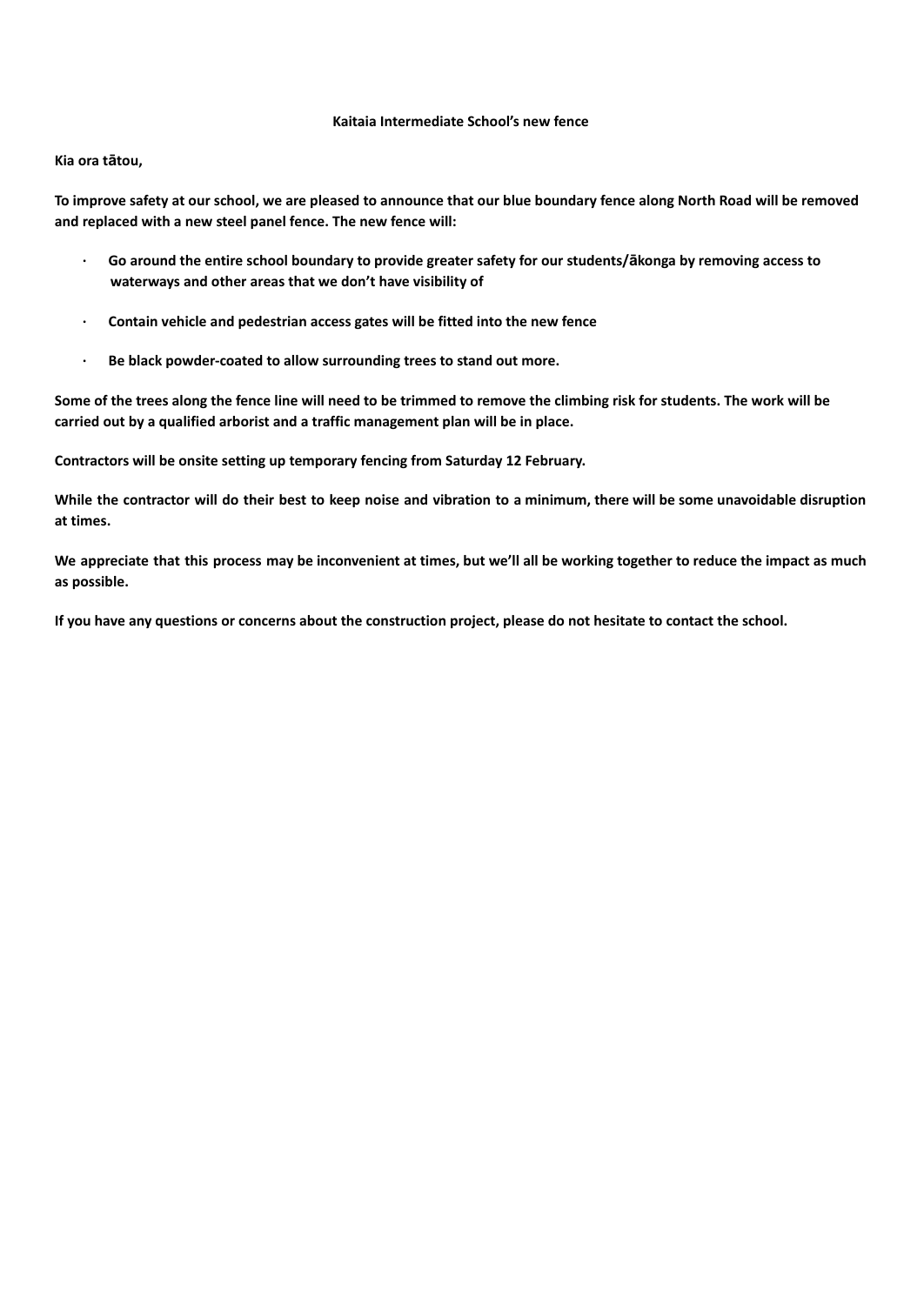**Kaitaia Intermediate School's new fence**

**Kia ora tātou,**

**To improve safety at our school, we are pleased to announce that our blue boundary fence along North Road will be removed and replaced with a new steel panel fence. The new fence will:**

- **Go around the entire school boundary to provide greater safety for our students/ākonga by removing access to waterways and other areas that we don't have visibility of**
- **Contain vehicle and pedestrian access gates will be fitted into the new fence**
- **Be black powder-coated to allow surrounding trees to stand out more.**

**Some of the trees along the fence line will need to be trimmed to remove the climbing risk for students. The work will be carried out by a qualified arborist and a traffic management plan will be in place.**

**Contractors will be onsite setting up temporary fencing from Saturday 12 February.**

**While the contractor will do their best to keep noise and vibration to a minimum, there will be some unavoidable disruption at times.**

**We appreciate that this process may be inconvenient at times, but we'll all be working together to reduce the impact as much as possible.**

**If you have any questions or concerns about the construction project, please do not hesitate to contact the school.**